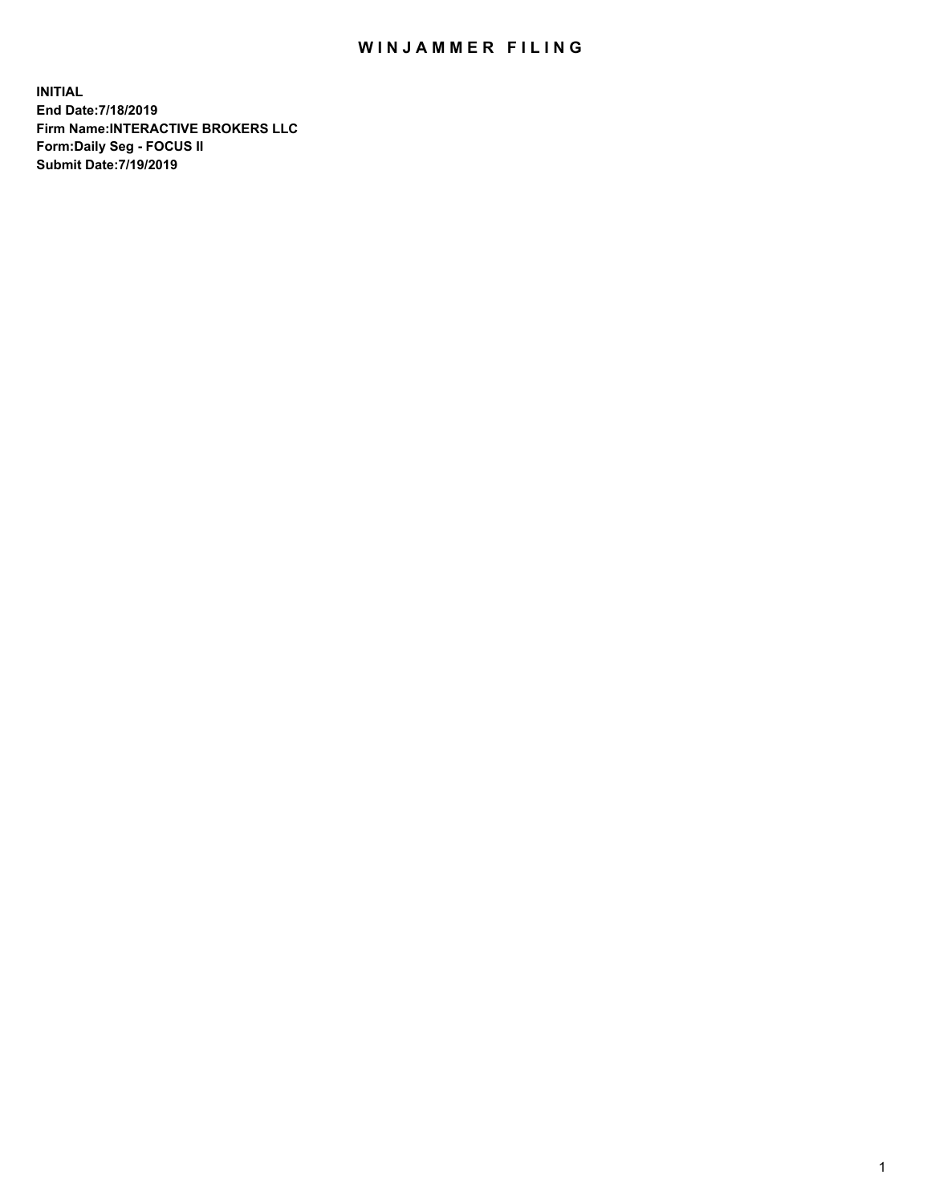# WINJAMMER FILING

**INITIAL**
**End Date:7/18/2019**
**Firm Name:INTERACTIVE BROKERS LLC**
**Form:Daily Seg - FOCUS II**
**Submit Date:7/19/2019**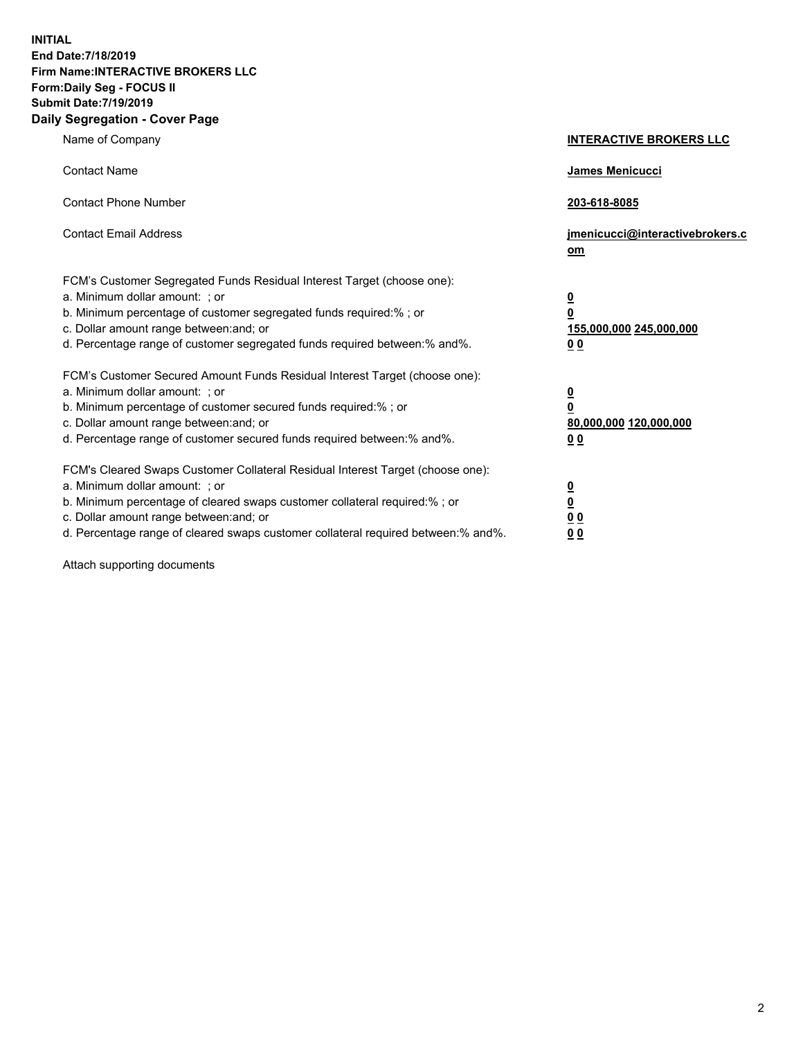**INITIAL**
**End Date:7/18/2019**
**Firm Name:INTERACTIVE BROKERS LLC**
**Form:Daily Seg - FOCUS II**
**Submit Date:7/19/2019**
**Daily Segregation - Cover Page**

| | |
|---|---|
| Name of Company | **INTERACTIVE BROKERS LLC** |
| Contact Name | **James Menicucci** |
| Contact Phone Number | **203-618-8085** |
| Contact Email Address | **jmenicucci@interactivebrokers.com** |
| FCM's Customer Segregated Funds Residual Interest Target (choose one): | |
| a. Minimum dollar amount: ; or | **0** |
| b. Minimum percentage of customer segregated funds required:% ; or | **0** |
| c. Dollar amount range between:and; or | **155,000,000 245,000,000** |
| d. Percentage range of customer segregated funds required between:% and%. | **0 0** |
| FCM's Customer Secured Amount Funds Residual Interest Target (choose one): | |
| a. Minimum dollar amount: ; or | **0** |
| b. Minimum percentage of customer secured funds required:% ; or | **0** |
| c. Dollar amount range between:and; or | **80,000,000 120,000,000** |
| d. Percentage range of customer secured funds required between:% and%. | **0 0** |
| FCM's Cleared Swaps Customer Collateral Residual Interest Target (choose one): | |
| a. Minimum dollar amount: ; or | **0** |
| b. Minimum percentage of cleared swaps customer collateral required:% ; or | **0** |
| c. Dollar amount range between:and; or | **0 0** |
| d. Percentage range of cleared swaps customer collateral required between:% and%. | **0 0** |

Attach supporting documents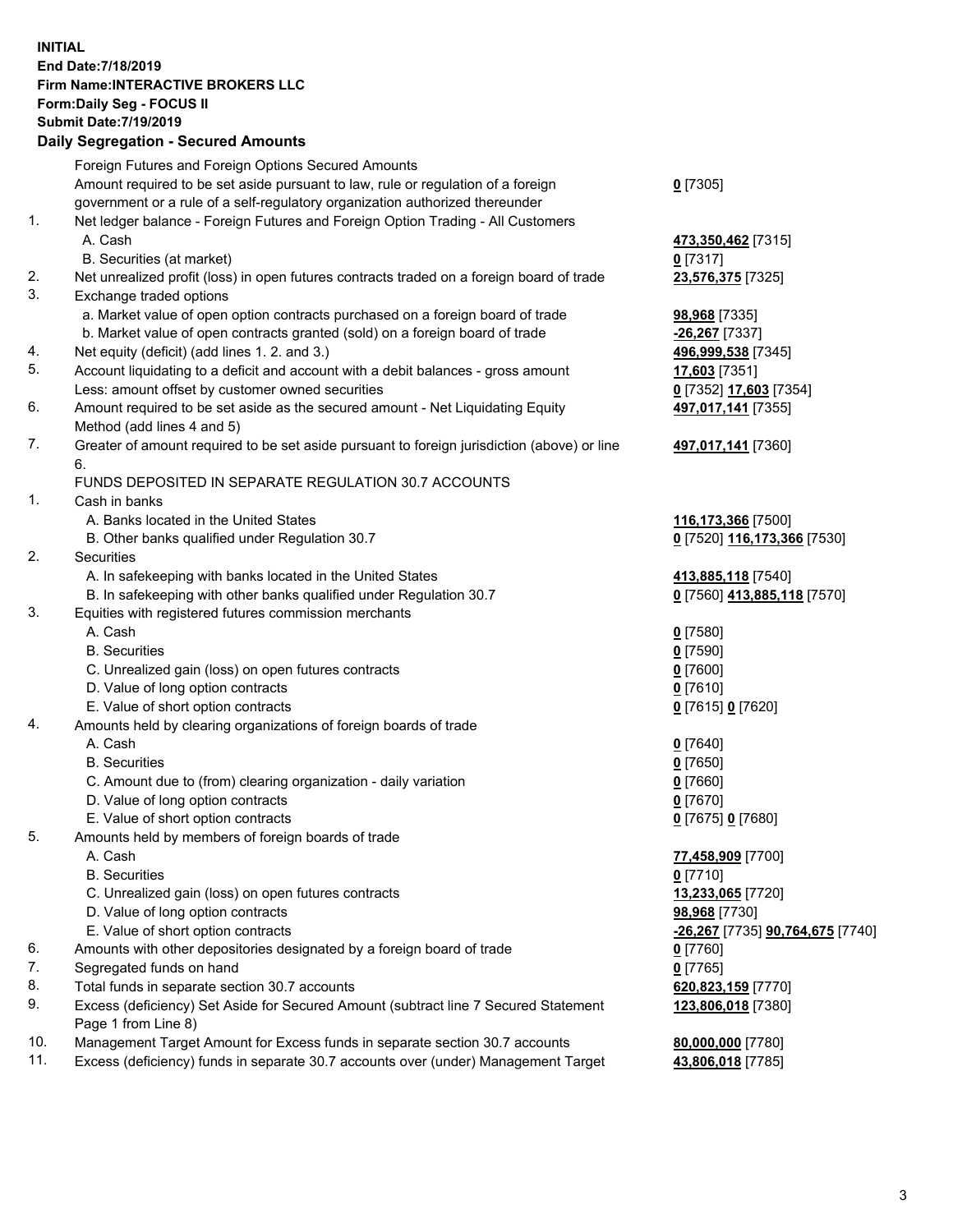**INITIAL**
**End Date:7/18/2019**
**Firm Name:INTERACTIVE BROKERS LLC**
**Form:Daily Seg - FOCUS II**
**Submit Date:7/19/2019**
**Daily Segregation - Secured Amounts**

| | | |
|---|---|---|
| | Foreign Futures and Foreign Options Secured Amounts | |
| | Amount required to be set aside pursuant to law, rule or regulation of a foreign government or a rule of a self-regulatory organization authorized thereunder | **0** [7305] |
| 1. | Net ledger balance - Foreign Futures and Foreign Option Trading - All Customers | |
| | A. Cash | **473,350,462** [7315] |
| | B. Securities (at market) | **0** [7317] |
| 2. | Net unrealized profit (loss) in open futures contracts traded on a foreign board of trade | **23,576,375** [7325] |
| 3. | Exchange traded options | |
| | a. Market value of open option contracts purchased on a foreign board of trade | **98,968** [7335] |
| | b. Market value of open contracts granted (sold) on a foreign board of trade | **-26,267** [7337] |
| 4. | Net equity (deficit) (add lines 1. 2. and 3.) | **496,999,538** [7345] |
| 5. | Account liquidating to a deficit and account with a debit balances - gross amount | **17,603** [7351] |
| | Less: amount offset by customer owned securities | **0** [7352] **17,603** [7354] |
| 6. | Amount required to be set aside as the secured amount - Net Liquidating Equity Method (add lines 4 and 5) | **497,017,141** [7355] |
| 7. | Greater of amount required to be set aside pursuant to foreign jurisdiction (above) or line 6. | **497,017,141** [7360] |
| | FUNDS DEPOSITED IN SEPARATE REGULATION 30.7 ACCOUNTS | |
| 1. | Cash in banks | |
| | A. Banks located in the United States | **116,173,366** [7500] |
| | B. Other banks qualified under Regulation 30.7 | **0** [7520] **116,173,366** [7530] |
| 2. | Securities | |
| | A. In safekeeping with banks located in the United States | **413,885,118** [7540] |
| | B. In safekeeping with other banks qualified under Regulation 30.7 | **0** [7560] **413,885,118** [7570] |
| 3. | Equities with registered futures commission merchants | |
| | A. Cash | **0** [7580] |
| | B. Securities | **0** [7590] |
| | C. Unrealized gain (loss) on open futures contracts | **0** [7600] |
| | D. Value of long option contracts | **0** [7610] |
| | E. Value of short option contracts | **0** [7615] **0** [7620] |
| 4. | Amounts held by clearing organizations of foreign boards of trade | |
| | A. Cash | **0** [7640] |
| | B. Securities | **0** [7650] |
| | C. Amount due to (from) clearing organization - daily variation | **0** [7660] |
| | D. Value of long option contracts | **0** [7670] |
| | E. Value of short option contracts | **0** [7675] **0** [7680] |
| 5. | Amounts held by members of foreign boards of trade | |
| | A. Cash | **77,458,909** [7700] |
| | B. Securities | **0** [7710] |
| | C. Unrealized gain (loss) on open futures contracts | **13,233,065** [7720] |
| | D. Value of long option contracts | **98,968** [7730] |
| | E. Value of short option contracts | **-26,267** [7735] **90,764,675** [7740] |
| 6. | Amounts with other depositories designated by a foreign board of trade | **0** [7760] |
| 7. | Segregated funds on hand | **0** [7765] |
| 8. | Total funds in separate section 30.7 accounts | **620,823,159** [7770] |
| 9. | Excess (deficiency) Set Aside for Secured Amount (subtract line 7 Secured Statement Page 1 from Line 8) | **123,806,018** [7380] |
| 10. | Management Target Amount for Excess funds in separate section 30.7 accounts | **80,000,000** [7780] |
| 11. | Excess (deficiency) funds in separate 30.7 accounts over (under) Management Target | **43,806,018** [7785] |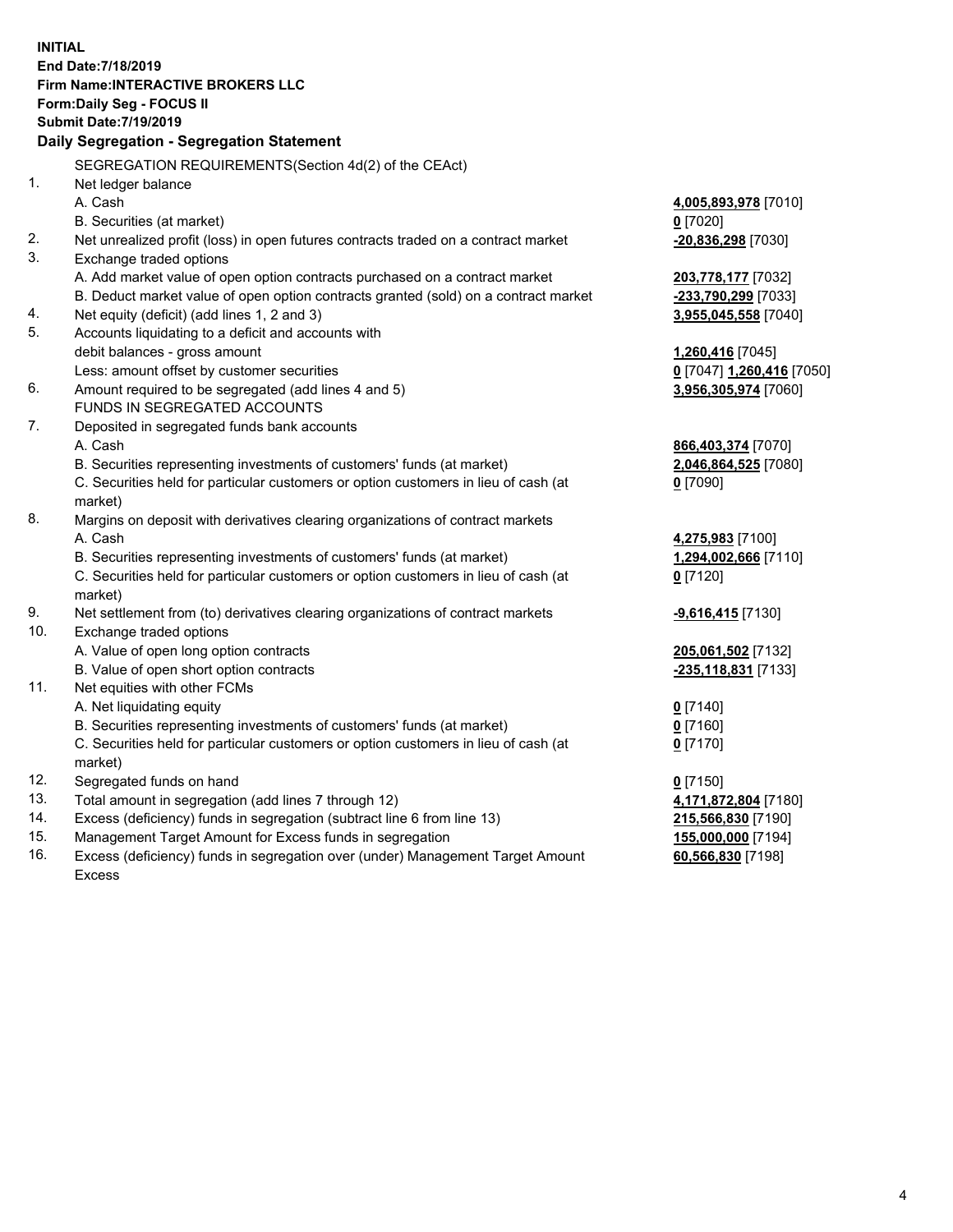**INITIAL**
**End Date:7/18/2019**
**Firm Name:INTERACTIVE BROKERS LLC**
**Form:Daily Seg - FOCUS II**
**Submit Date:7/19/2019**

## Daily Segregation - Segregation Statement

| | | |
|---|---|---|
| | SEGREGATION REQUIREMENTS(Section 4d(2) of the CEAct) | |
| 1. | Net ledger balance | |
| | A. Cash | **4,005,893,978** [7010] |
| | B. Securities (at market) | **0** [7020] |
| 2. | Net unrealized profit (loss) in open futures contracts traded on a contract market | **-20,836,298** [7030] |
| 3. | Exchange traded options | |
| | A. Add market value of open option contracts purchased on a contract market | **203,778,177** [7032] |
| | B. Deduct market value of open option contracts granted (sold) on a contract market | **-233,790,299** [7033] |
| 4. | Net equity (deficit) (add lines 1, 2 and 3) | **3,955,045,558** [7040] |
| 5. | Accounts liquidating to a deficit and accounts with | |
| | debit balances - gross amount | **1,260,416** [7045] |
| | Less: amount offset by customer securities | **0** [7047] **1,260,416** [7050] |
| 6. | Amount required to be segregated (add lines 4 and 5) | **3,956,305,974** [7060] |
| | FUNDS IN SEGREGATED ACCOUNTS | |
| 7. | Deposited in segregated funds bank accounts | |
| | A. Cash | **866,403,374** [7070] |
| | B. Securities representing investments of customers' funds (at market) | **2,046,864,525** [7080] |
| | C. Securities held for particular customers or option customers in lieu of cash (at market) | **0** [7090] |
| 8. | Margins on deposit with derivatives clearing organizations of contract markets | |
| | A. Cash | **4,275,983** [7100] |
| | B. Securities representing investments of customers' funds (at market) | **1,294,002,666** [7110] |
| | C. Securities held for particular customers or option customers in lieu of cash (at market) | **0** [7120] |
| 9. | Net settlement from (to) derivatives clearing organizations of contract markets | **-9,616,415** [7130] |
| 10. | Exchange traded options | |
| | A. Value of open long option contracts | **205,061,502** [7132] |
| | B. Value of open short option contracts | **-235,118,831** [7133] |
| 11. | Net equities with other FCMs | |
| | A. Net liquidating equity | **0** [7140] |
| | B. Securities representing investments of customers' funds (at market) | **0** [7160] |
| | C. Securities held for particular customers or option customers in lieu of cash (at market) | **0** [7170] |
| 12. | Segregated funds on hand | **0** [7150] |
| 13. | Total amount in segregation (add lines 7 through 12) | **4,171,872,804** [7180] |
| 14. | Excess (deficiency) funds in segregation (subtract line 6 from line 13) | **215,566,830** [7190] |
| 15. | Management Target Amount for Excess funds in segregation | **155,000,000** [7194] |
| 16. | Excess (deficiency) funds in segregation over (under) Management Target Amount Excess | **60,566,830** [7198] |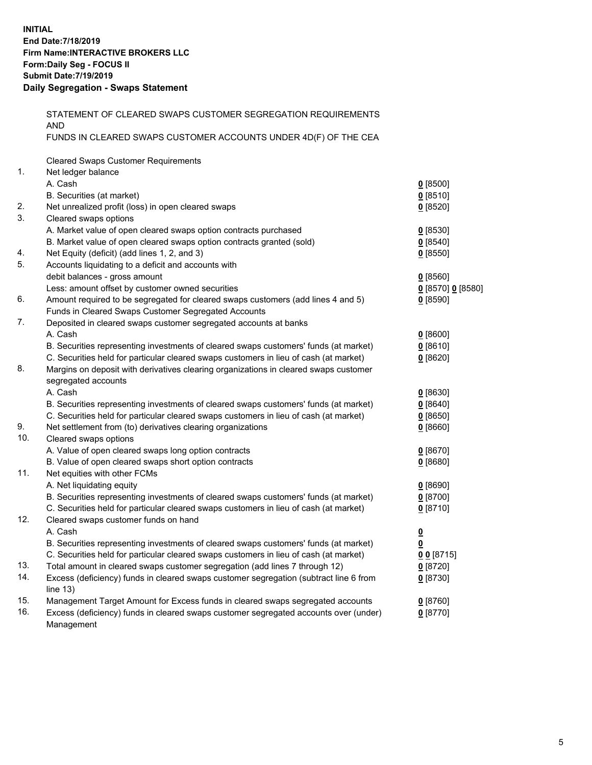**INITIAL**
**End Date:7/18/2019**
**Firm Name:INTERACTIVE BROKERS LLC**
**Form:Daily Seg - FOCUS II**
**Submit Date:7/19/2019**
**Daily Segregation - Swaps Statement**

STATEMENT OF CLEARED SWAPS CUSTOMER SEGREGATION REQUIREMENTS AND
FUNDS IN CLEARED SWAPS CUSTOMER ACCOUNTS UNDER 4D(F) OF THE CEA

| | | |
|---|---|---|
| | Cleared Swaps Customer Requirements | |
| 1. | Net ledger balance | |
| | A. Cash | 0 [8500] |
| | B. Securities (at market) | 0 [8510] |
| 2. | Net unrealized profit (loss) in open cleared swaps | 0 [8520] |
| 3. | Cleared swaps options | |
| | A. Market value of open cleared swaps option contracts purchased | 0 [8530] |
| | B. Market value of open cleared swaps option contracts granted (sold) | 0 [8540] |
| 4. | Net Equity (deficit) (add lines 1, 2, and 3) | 0 [8550] |
| 5. | Accounts liquidating to a deficit and accounts with | |
| | debit balances - gross amount | 0 [8560] |
| | Less: amount offset by customer owned securities | 0 [8570] 0 [8580] |
| 6. | Amount required to be segregated for cleared swaps customers (add lines 4 and 5) | 0 [8590] |
| | Funds in Cleared Swaps Customer Segregated Accounts | |
| 7. | Deposited in cleared swaps customer segregated accounts at banks | |
| | A. Cash | 0 [8600] |
| | B. Securities representing investments of cleared swaps customers' funds (at market) | 0 [8610] |
| | C. Securities held for particular cleared swaps customers in lieu of cash (at market) | 0 [8620] |
| 8. | Margins on deposit with derivatives clearing organizations in cleared swaps customer segregated accounts | |
| | A. Cash | 0 [8630] |
| | B. Securities representing investments of cleared swaps customers' funds (at market) | 0 [8640] |
| | C. Securities held for particular cleared swaps customers in lieu of cash (at market) | 0 [8650] |
| 9. | Net settlement from (to) derivatives clearing organizations | 0 [8660] |
| 10. | Cleared swaps options | |
| | A. Value of open cleared swaps long option contracts | 0 [8670] |
| | B. Value of open cleared swaps short option contracts | 0 [8680] |
| 11. | Net equities with other FCMs | |
| | A. Net liquidating equity | 0 [8690] |
| | B. Securities representing investments of cleared swaps customers' funds (at market) | 0 [8700] |
| | C. Securities held for particular cleared swaps customers in lieu of cash (at market) | 0 [8710] |
| 12. | Cleared swaps customer funds on hand | |
| | A. Cash | 0 |
| | B. Securities representing investments of cleared swaps customers' funds (at market) | 0 |
| | C. Securities held for particular cleared swaps customers in lieu of cash (at market) | 0 0 [8715] |
| 13. | Total amount in cleared swaps customer segregation (add lines 7 through 12) | 0 [8720] |
| 14. | Excess (deficiency) funds in cleared swaps customer segregation (subtract line 6 from line 13) | 0 [8730] |
| 15. | Management Target Amount for Excess funds in cleared swaps segregated accounts | 0 [8760] |
| 16. | Excess (deficiency) funds in cleared swaps customer segregated accounts over (under) Management | 0 [8770] |